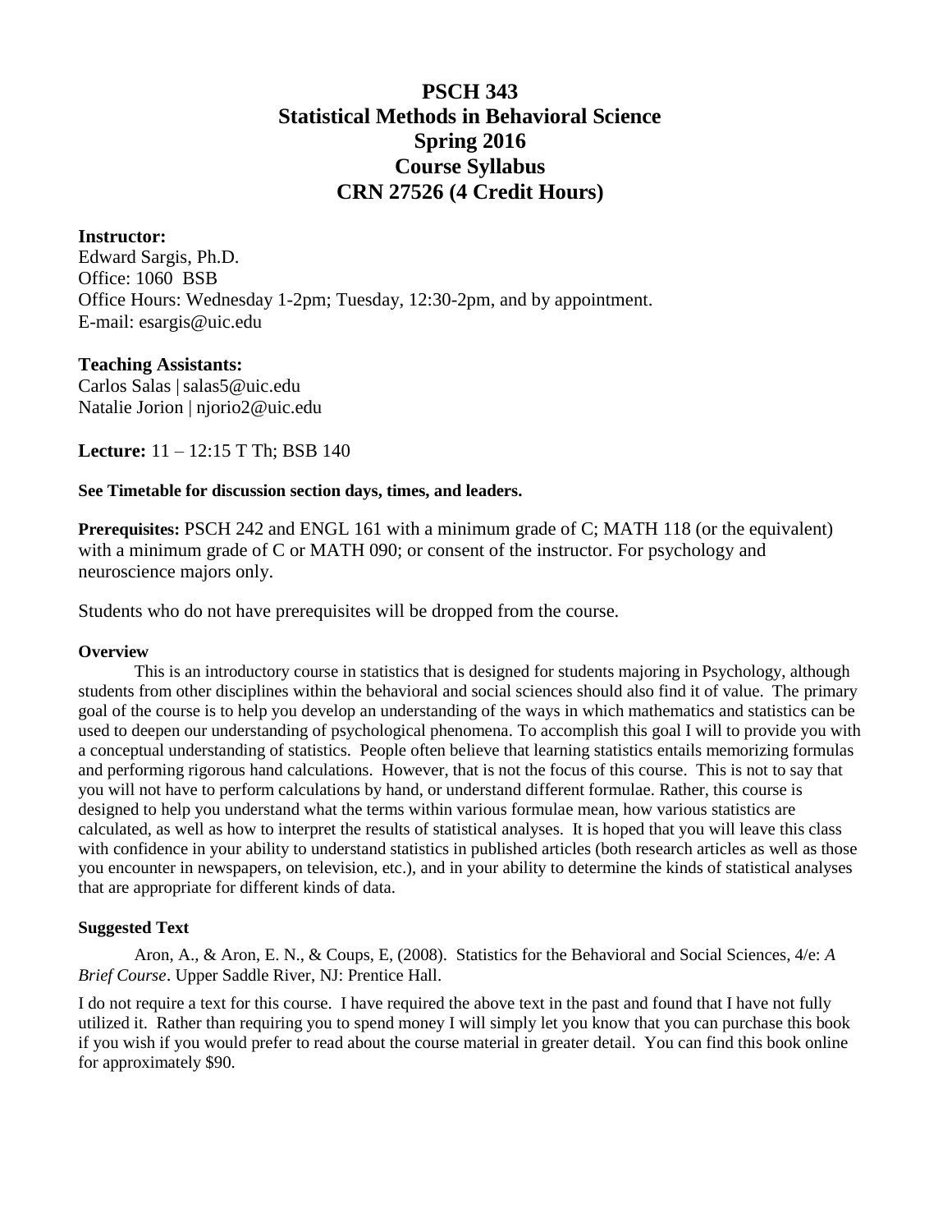# PSCH 343
# Statistical Methods in Behavioral Science
# Spring 2016
# Course Syllabus
# CRN 27526 (4 Credit Hours)

**Instructor:**
Edward Sargis, Ph.D.
Office: 1060 BSB
Office Hours: Wednesday 1-2pm; Tuesday, 12:30-2pm, and by appointment.
E-mail: esargis@uic.edu

**Teaching Assistants:**
Carlos Salas | salas5@uic.edu
Natalie Jorion | njorio2@uic.edu

**Lecture:** 11 – 12:15 T Th; BSB 140

**See Timetable for discussion section days, times, and leaders.**

**Prerequisites:** PSCH 242 and ENGL 161 with a minimum grade of C; MATH 118 (or the equivalent) with a minimum grade of C or MATH 090; or consent of the instructor. For psychology and neuroscience majors only.

Students who do not have prerequisites will be dropped from the course.

### Overview

This is an introductory course in statistics that is designed for students majoring in Psychology, although students from other disciplines within the behavioral and social sciences should also find it of value. The primary goal of the course is to help you develop an understanding of the ways in which mathematics and statistics can be used to deepen our understanding of psychological phenomena. To accomplish this goal I will to provide you with a conceptual understanding of statistics. People often believe that learning statistics entails memorizing formulas and performing rigorous hand calculations. However, that is not the focus of this course. This is not to say that you will not have to perform calculations by hand, or understand different formulae. Rather, this course is designed to help you understand what the terms within various formulae mean, how various statistics are calculated, as well as how to interpret the results of statistical analyses. It is hoped that you will leave this class with confidence in your ability to understand statistics in published articles (both research articles as well as those you encounter in newspapers, on television, etc.), and in your ability to determine the kinds of statistical analyses that are appropriate for different kinds of data.

### Suggested Text

Aron, A., & Aron, E. N., & Coups, E, (2008). Statistics for the Behavioral and Social Sciences, 4/e: *A Brief Course*. Upper Saddle River, NJ: Prentice Hall.

I do not require a text for this course. I have required the above text in the past and found that I have not fully utilized it. Rather than requiring you to spend money I will simply let you know that you can purchase this book if you wish if you would prefer to read about the course material in greater detail. You can find this book online for approximately $90.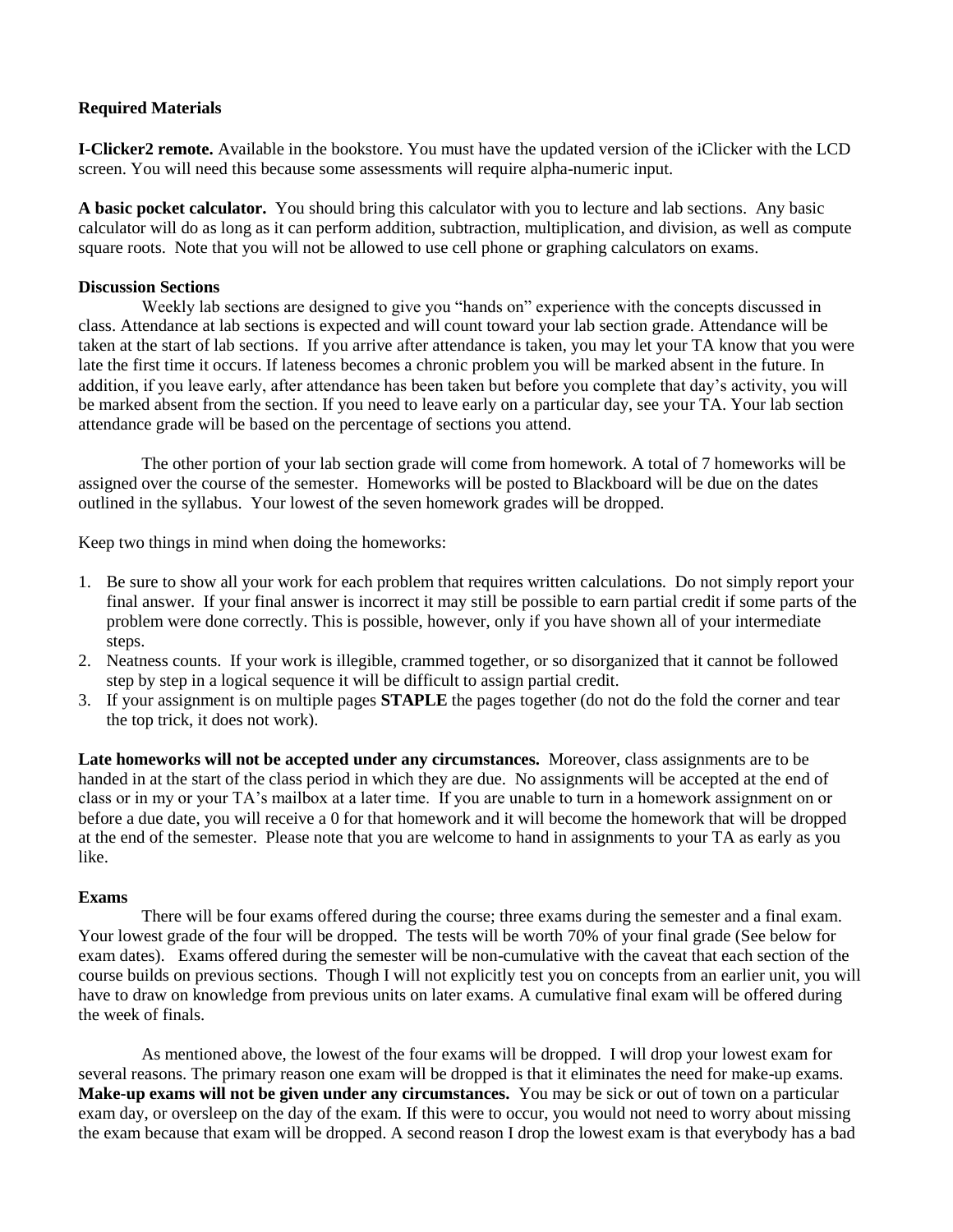**Required Materials**

**I-Clicker2 remote.** Available in the bookstore. You must have the updated version of the iClicker with the LCD screen. You will need this because some assessments will require alpha-numeric input.

**A basic pocket calculator.** You should bring this calculator with you to lecture and lab sections. Any basic calculator will do as long as it can perform addition, subtraction, multiplication, and division, as well as compute square roots. Note that you will not be allowed to use cell phone or graphing calculators on exams.

**Discussion Sections**

Weekly lab sections are designed to give you "hands on" experience with the concepts discussed in class. Attendance at lab sections is expected and will count toward your lab section grade. Attendance will be taken at the start of lab sections. If you arrive after attendance is taken, you may let your TA know that you were late the first time it occurs. If lateness becomes a chronic problem you will be marked absent in the future. In addition, if you leave early, after attendance has been taken but before you complete that day's activity, you will be marked absent from the section. If you need to leave early on a particular day, see your TA. Your lab section attendance grade will be based on the percentage of sections you attend.

The other portion of your lab section grade will come from homework. A total of 7 homeworks will be assigned over the course of the semester. Homeworks will be posted to Blackboard will be due on the dates outlined in the syllabus. Your lowest of the seven homework grades will be dropped.

Keep two things in mind when doing the homeworks:

1. Be sure to show all your work for each problem that requires written calculations. Do not simply report your final answer. If your final answer is incorrect it may still be possible to earn partial credit if some parts of the problem were done correctly. This is possible, however, only if you have shown all of your intermediate steps.
2. Neatness counts. If your work is illegible, crammed together, or so disorganized that it cannot be followed step by step in a logical sequence it will be difficult to assign partial credit.
3. If your assignment is on multiple pages **STAPLE** the pages together (do not do the fold the corner and tear the top trick, it does not work).

**Late homeworks will not be accepted under any circumstances.** Moreover, class assignments are to be handed in at the start of the class period in which they are due. No assignments will be accepted at the end of class or in my or your TA's mailbox at a later time. If you are unable to turn in a homework assignment on or before a due date, you will receive a 0 for that homework and it will become the homework that will be dropped at the end of the semester. Please note that you are welcome to hand in assignments to your TA as early as you like.

**Exams**

There will be four exams offered during the course; three exams during the semester and a final exam. Your lowest grade of the four will be dropped. The tests will be worth 70% of your final grade (See below for exam dates). Exams offered during the semester will be non-cumulative with the caveat that each section of the course builds on previous sections. Though I will not explicitly test you on concepts from an earlier unit, you will have to draw on knowledge from previous units on later exams. A cumulative final exam will be offered during the week of finals.

As mentioned above, the lowest of the four exams will be dropped. I will drop your lowest exam for several reasons. The primary reason one exam will be dropped is that it eliminates the need for make-up exams. **Make-up exams will not be given under any circumstances.** You may be sick or out of town on a particular exam day, or oversleep on the day of the exam. If this were to occur, you would not need to worry about missing the exam because that exam will be dropped. A second reason I drop the lowest exam is that everybody has a bad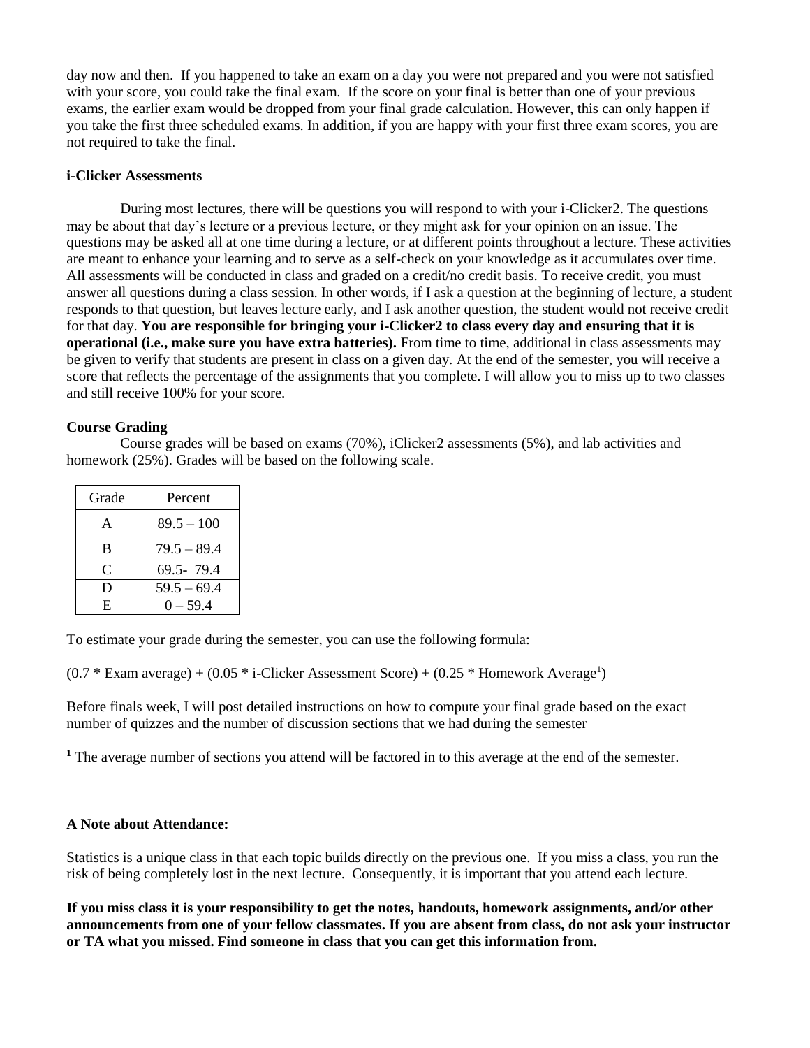day now and then. If you happened to take an exam on a day you were not prepared and you were not satisfied with your score, you could take the final exam. If the score on your final is better than one of your previous exams, the earlier exam would be dropped from your final grade calculation. However, this can only happen if you take the first three scheduled exams. In addition, if you are happy with your first three exam scores, you are not required to take the final.

**i-Clicker Assessments**

During most lectures, there will be questions you will respond to with your i-Clicker2. The questions may be about that day's lecture or a previous lecture, or they might ask for your opinion on an issue. The questions may be asked all at one time during a lecture, or at different points throughout a lecture. These activities are meant to enhance your learning and to serve as a self-check on your knowledge as it accumulates over time. All assessments will be conducted in class and graded on a credit/no credit basis. To receive credit, you must answer all questions during a class session. In other words, if I ask a question at the beginning of lecture, a student responds to that question, but leaves lecture early, and I ask another question, the student would not receive credit for that day. **You are responsible for bringing your i-Clicker2 to class every day and ensuring that it is operational (i.e., make sure you have extra batteries).** From time to time, additional in class assessments may be given to verify that students are present in class on a given day. At the end of the semester, you will receive a score that reflects the percentage of the assignments that you complete. I will allow you to miss up to two classes and still receive 100% for your score.

**Course Grading**

Course grades will be based on exams (70%), iClicker2 assessments (5%), and lab activities and homework (25%). Grades will be based on the following scale.

| Grade | Percent |
|---|---|
| A | 89.5 – 100 |
| B | 79.5 – 89.4 |
| C | 69.5- 79.4 |
| D | 59.5 – 69.4 |
| E | 0 – 59.4 |

To estimate your grade during the semester, you can use the following formula:

(0.7 * Exam average) + (0.05 * i-Clicker Assessment Score) + (0.25 * Homework Average[1])

Before finals week, I will post detailed instructions on how to compute your final grade based on the exact number of quizzes and the number of discussion sections that we had during the semester

[1] The average number of sections you attend will be factored in to this average at the end of the semester.

**A Note about Attendance:**

Statistics is a unique class in that each topic builds directly on the previous one. If you miss a class, you run the risk of being completely lost in the next lecture. Consequently, it is important that you attend each lecture.

**If you miss class it is your responsibility to get the notes, handouts, homework assignments, and/or other announcements from one of your fellow classmates. If you are absent from class, do not ask your instructor or TA what you missed. Find someone in class that you can get this information from.**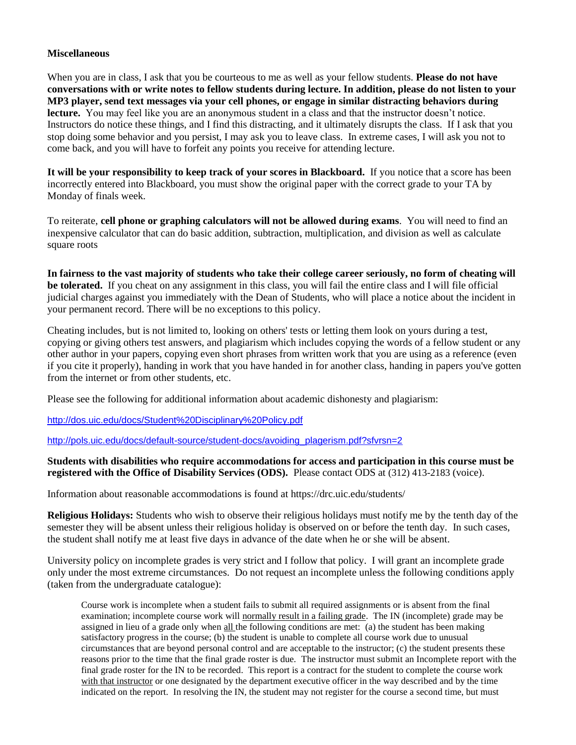**Miscellaneous**

When you are in class, I ask that you be courteous to me as well as your fellow students. **Please do not have conversations with or write notes to fellow students during lecture. In addition, please do not listen to your MP3 player, send text messages via your cell phones, or engage in similar distracting behaviors during lecture.** You may feel like you are an anonymous student in a class and that the instructor doesn't notice. Instructors do notice these things, and I find this distracting, and it ultimately disrupts the class. If I ask that you stop doing some behavior and you persist, I may ask you to leave class. In extreme cases, I will ask you not to come back, and you will have to forfeit any points you receive for attending lecture.

**It will be your responsibility to keep track of your scores in Blackboard.** If you notice that a score has been incorrectly entered into Blackboard, you must show the original paper with the correct grade to your TA by Monday of finals week.

To reiterate, **cell phone or graphing calculators will not be allowed during exams**. You will need to find an inexpensive calculator that can do basic addition, subtraction, multiplication, and division as well as calculate square roots

**In fairness to the vast majority of students who take their college career seriously, no form of cheating will be tolerated.** If you cheat on any assignment in this class, you will fail the entire class and I will file official judicial charges against you immediately with the Dean of Students, who will place a notice about the incident in your permanent record. There will be no exceptions to this policy.

Cheating includes, but is not limited to, looking on others' tests or letting them look on yours during a test, copying or giving others test answers, and plagiarism which includes copying the words of a fellow student or any other author in your papers, copying even short phrases from written work that you are using as a reference (even if you cite it properly), handing in work that you have handed in for another class, handing in papers you've gotten from the internet or from other students, etc.

Please see the following for additional information about academic dishonesty and plagiarism:

http://dos.uic.edu/docs/Student%20Disciplinary%20Policy.pdf

http://pols.uic.edu/docs/default-source/student-docs/avoiding_plagerism.pdf?sfvrsn=2

**Students with disabilities who require accommodations for access and participation in this course must be registered with the Office of Disability Services (ODS).** Please contact ODS at (312) 413-2183 (voice).

Information about reasonable accommodations is found at https://drc.uic.edu/students/

**Religious Holidays:** Students who wish to observe their religious holidays must notify me by the tenth day of the semester they will be absent unless their religious holiday is observed on or before the tenth day. In such cases, the student shall notify me at least five days in advance of the date when he or she will be absent.

University policy on incomplete grades is very strict and I follow that policy. I will grant an incomplete grade only under the most extreme circumstances. Do not request an incomplete unless the following conditions apply (taken from the undergraduate catalogue):

> Course work is incomplete when a student fails to submit all required assignments or is absent from the final examination; incomplete course work will normally result in a failing grade. The IN (incomplete) grade may be assigned in lieu of a grade only when all the following conditions are met: (a) the student has been making satisfactory progress in the course; (b) the student is unable to complete all course work due to unusual circumstances that are beyond personal control and are acceptable to the instructor; (c) the student presents these reasons prior to the time that the final grade roster is due. The instructor must submit an Incomplete report with the final grade roster for the IN to be recorded. This report is a contract for the student to complete the course work with that instructor or one designated by the department executive officer in the way described and by the time indicated on the report. In resolving the IN, the student may not register for the course a second time, but must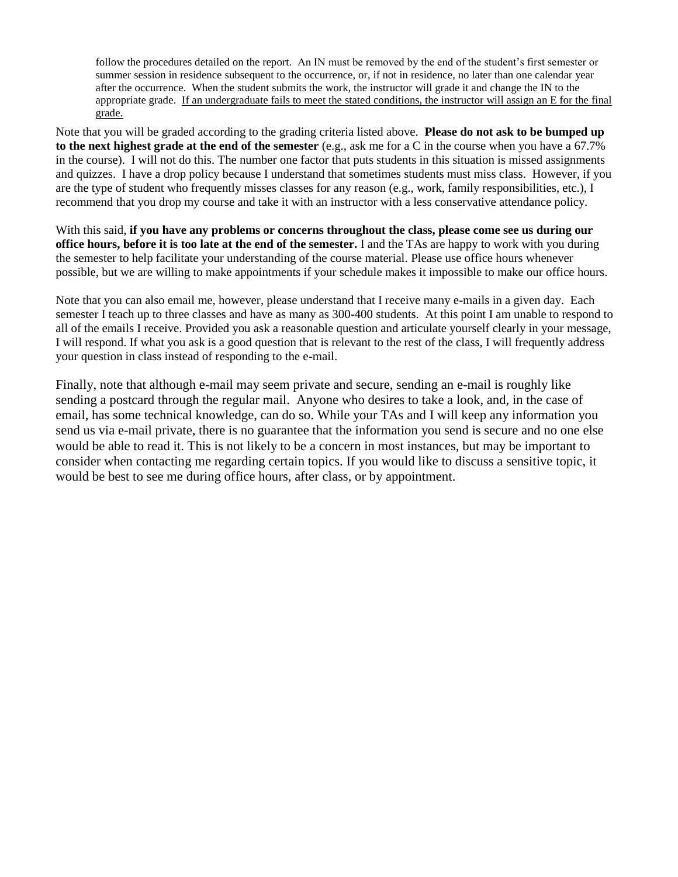follow the procedures detailed on the report. An IN must be removed by the end of the student's first semester or summer session in residence subsequent to the occurrence, or, if not in residence, no later than one calendar year after the occurrence. When the student submits the work, the instructor will grade it and change the IN to the appropriate grade. If an undergraduate fails to meet the stated conditions, the instructor will assign an E for the final grade.

Note that you will be graded according to the grading criteria listed above. **Please do not ask to be bumped up to the next highest grade at the end of the semester** (e.g., ask me for a C in the course when you have a 67.7% in the course). I will not do this. The number one factor that puts students in this situation is missed assignments and quizzes. I have a drop policy because I understand that sometimes students must miss class. However, if you are the type of student who frequently misses classes for any reason (e.g., work, family responsibilities, etc.), I recommend that you drop my course and take it with an instructor with a less conservative attendance policy.

With this said, **if you have any problems or concerns throughout the class, please come see us during our office hours, before it is too late at the end of the semester.** I and the TAs are happy to work with you during the semester to help facilitate your understanding of the course material. Please use office hours whenever possible, but we are willing to make appointments if your schedule makes it impossible to make our office hours.

Note that you can also email me, however, please understand that I receive many e-mails in a given day. Each semester I teach up to three classes and have as many as 300-400 students. At this point I am unable to respond to all of the emails I receive. Provided you ask a reasonable question and articulate yourself clearly in your message, I will respond. If what you ask is a good question that is relevant to the rest of the class, I will frequently address your question in class instead of responding to the e-mail.

Finally, note that although e-mail may seem private and secure, sending an e-mail is roughly like sending a postcard through the regular mail. Anyone who desires to take a look, and, in the case of email, has some technical knowledge, can do so. While your TAs and I will keep any information you send us via e-mail private, there is no guarantee that the information you send is secure and no one else would be able to read it. This is not likely to be a concern in most instances, but may be important to consider when contacting me regarding certain topics. If you would like to discuss a sensitive topic, it would be best to see me during office hours, after class, or by appointment.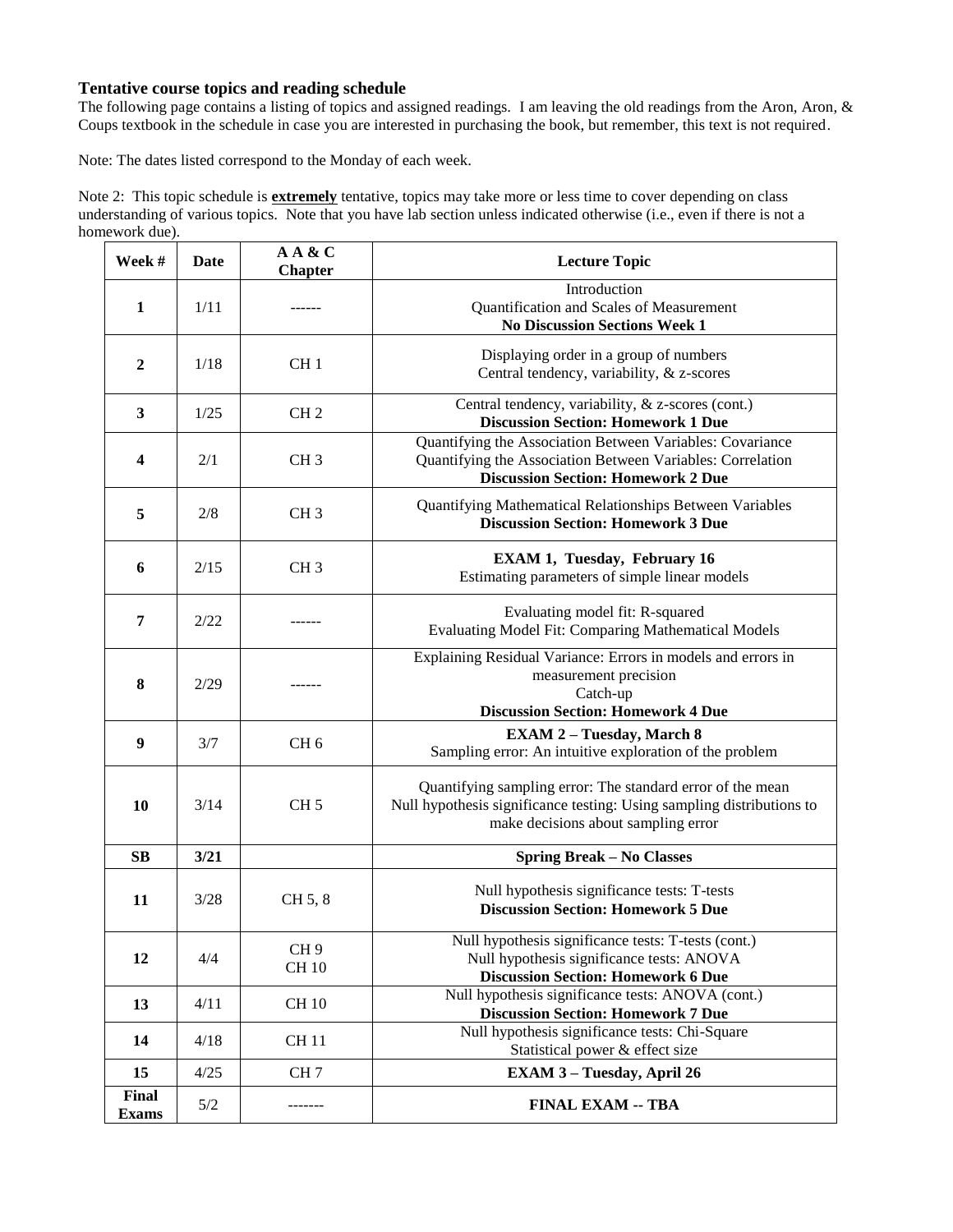### Tentative course topics and reading schedule

The following page contains a listing of topics and assigned readings. I am leaving the old readings from the Aron, Aron, & Coups textbook in the schedule in case you are interested in purchasing the book, but remember, this text is not required.

Note: The dates listed correspond to the Monday of each week.

Note 2: This topic schedule is **extremely** tentative, topics may take more or less time to cover depending on class understanding of various topics. Note that you have lab section unless indicated otherwise (i.e., even if there is not a homework due).

| Week # | Date | A A & C Chapter | Lecture Topic |
|---|---|---|---|
| **1** | 1/11 | ------ | Introduction<br>Quantification and Scales of Measurement<br>**No Discussion Sections Week 1** |
| **2** | 1/18 | CH 1 | Displaying order in a group of numbers<br>Central tendency, variability, & z-scores |
| **3** | 1/25 | CH 2 | Central tendency, variability, & z-scores (cont.)<br>**Discussion Section: Homework 1 Due** |
| **4** | 2/1 | CH 3 | Quantifying the Association Between Variables: Covariance<br>Quantifying the Association Between Variables: Correlation<br>**Discussion Section: Homework 2 Due** |
| **5** | 2/8 | CH 3 | Quantifying Mathematical Relationships Between Variables<br>**Discussion Section: Homework 3 Due** |
| **6** | 2/15 | CH 3 | **EXAM 1, Tuesday, February 16**<br>Estimating parameters of simple linear models |
| **7** | 2/22 | ------ | Evaluating model fit: R-squared<br>Evaluating Model Fit: Comparing Mathematical Models |
| **8** | 2/29 | ------ | Explaining Residual Variance: Errors in models and errors in measurement precision<br>Catch-up<br>**Discussion Section: Homework 4 Due** |
| **9** | 3/7 | CH 6 | **EXAM 2 – Tuesday, March 8**<br>Sampling error: An intuitive exploration of the problem |
| **10** | 3/14 | CH 5 | Quantifying sampling error: The standard error of the mean<br>Null hypothesis significance testing: Using sampling distributions to make decisions about sampling error |
| **SB** | **3/21** | | **Spring Break – No Classes** |
| **11** | 3/28 | CH 5, 8 | Null hypothesis significance tests: T-tests<br>**Discussion Section: Homework 5 Due** |
| **12** | 4/4 | CH 9<br>CH 10 | Null hypothesis significance tests: T-tests (cont.)<br>Null hypothesis significance tests: ANOVA<br>**Discussion Section: Homework 6 Due** |
| **13** | 4/11 | CH 10 | Null hypothesis significance tests: ANOVA (cont.)<br>**Discussion Section: Homework 7 Due** |
| **14** | 4/18 | CH 11 | Null hypothesis significance tests: Chi-Square<br>Statistical power & effect size |
| **15** | 4/25 | CH 7 | **EXAM 3 – Tuesday, April 26** |
| **Final Exams** | 5/2 | ------- | **FINAL EXAM -- TBA** |